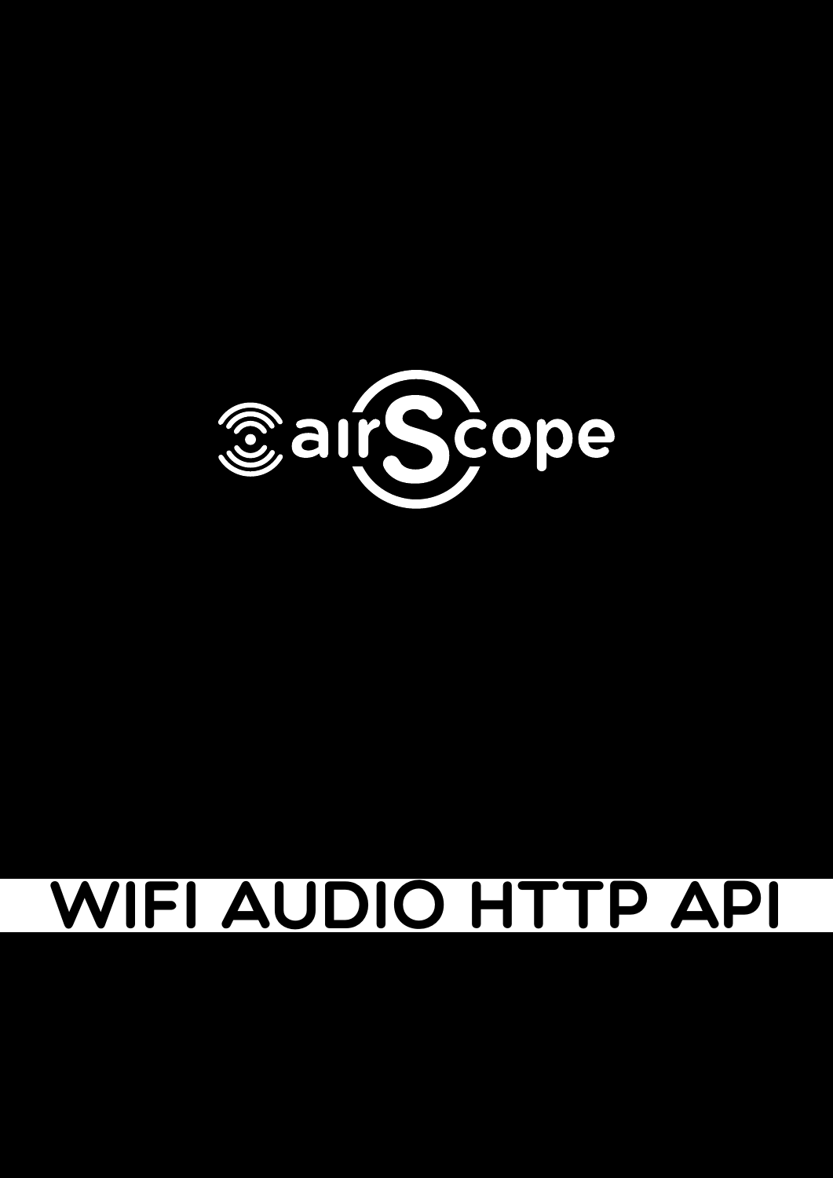airScope

# WIFI AUDIO HTTP API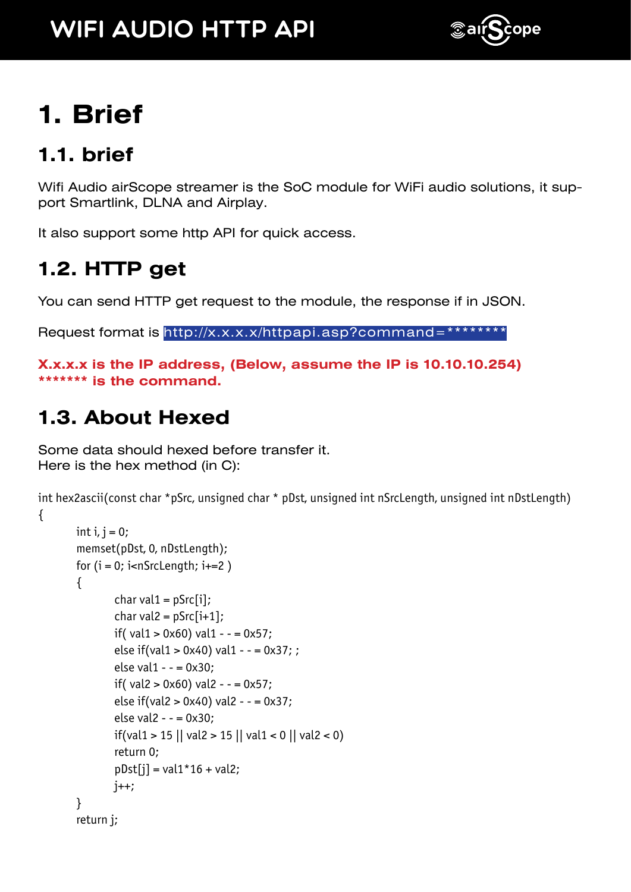# 1. Brief

## 1.1. brief

Wifi Audio airScope streamer is the SoC module for WiFi audio solutions, it support Smartlink, DLNA and Airplay.

It also support some http API for quick access.

## 1.2. HTTP get

You can send HTTP get request to the module, the response if in JSON.

Request format is http://x.x.x.x/httpapi.asp?command=********

**X.x.x.x is the IP address, (Below, assume the IP is 10.10.10.254)**
**\*\*\*\*\*\*\* is the command.**

## 1.3. About Hexed

Some data should hexed before transfer it.
Here is the hex method (in C):

```
int hex2ascii(const char *pSrc, unsigned char * pDst, unsigned int nSrcLength, unsigned int nDstLength)
{
        int i, j = 0;
        memset(pDst, 0, nDstLength);
        for (i = 0; i<nSrcLength; i+=2 )
        {
                char val1 = pSrc[i];
                char val2 = pSrc[i+1];
                if( val1 > 0x60) val1 - - = 0x57;
                else if(val1 > 0x40) val1 - - = 0x37; ;
                else val1 - - = 0x30;
                if( val2 > 0x60) val2 - - = 0x57;
                else if(val2 > 0x40) val2 - - = 0x37;
                else val2 - - = 0x30;
                if(val1 > 15 || val2 > 15 || val1 < 0 || val2 < 0)
                return 0;
                pDst[j] = val1*16 + val2;
                j++;
        }
        return j;
```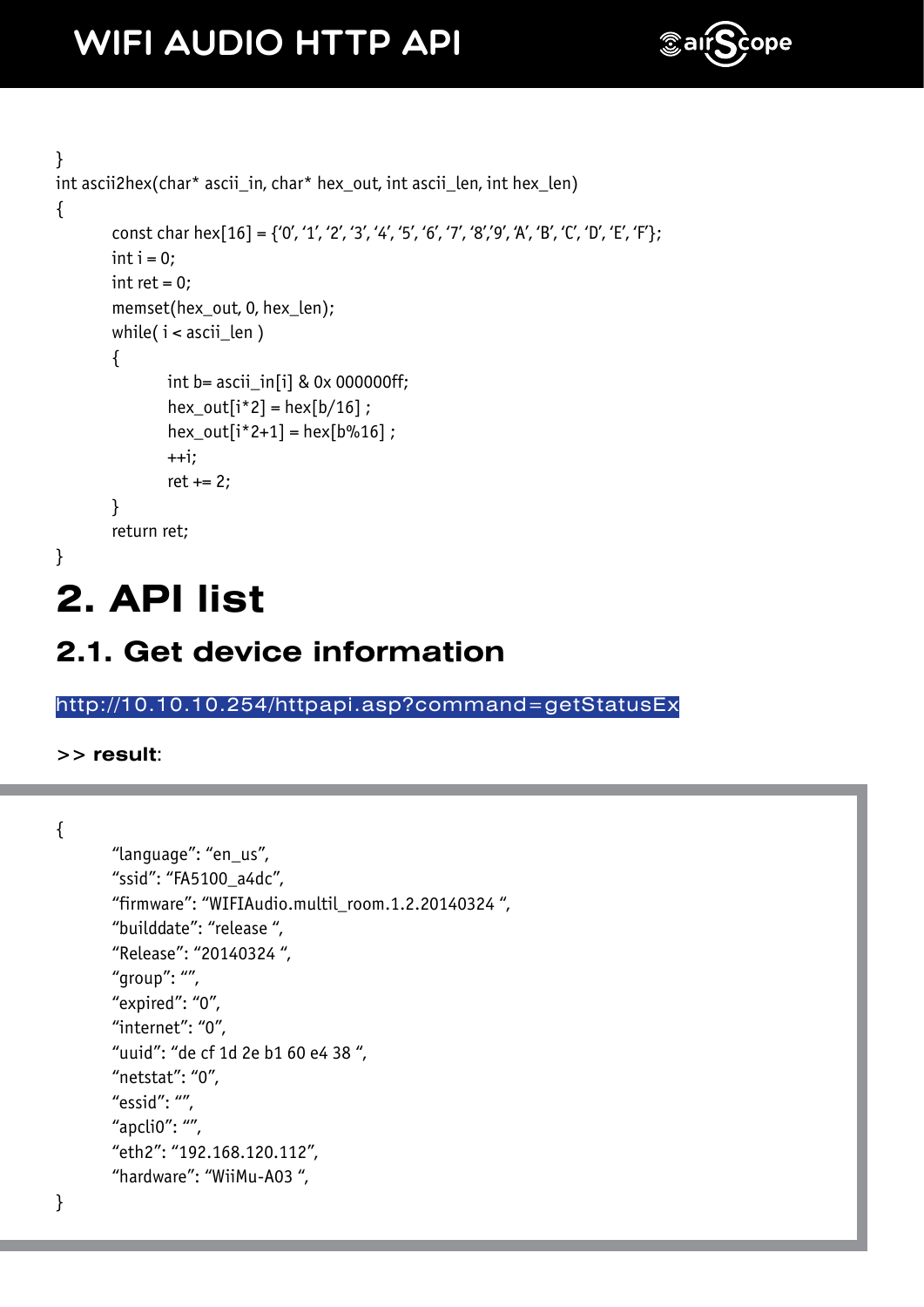```
}
int ascii2hex(char* ascii_in, char* hex_out, int ascii_len, int hex_len)
{
        const char hex[16] = {'0', '1', '2', '3', '4', '5', '6', '7', '8','9', 'A', 'B', 'C', 'D', 'E', 'F'};
        int i = 0;
        int ret = 0;
        memset(hex_out, 0, hex_len);
        while( i < ascii_len )
        {
                int b= ascii_in[i] & 0x 000000ff;
                hex_out[i*2] = hex[b/16] ;
                hex_out[i*2+1] = hex[b%16] ;
                ++i;
                ret += 2;
        }
        return ret;
}
```

# 2. API list

## 2.1. Get device information

http://10.10.10.254/httpapi.asp?command=getStatusEx

**>> result**:

```
{
        "language": "en_us",
        "ssid": "FA5100_a4dc",
        "firmware": "WIFIAudio.multil_room.1.2.20140324 ",
        "builddate": "release ",
        "Release": "20140324 ",
        "group": "",
        "expired": "0",
        "internet": "0",
        "uuid": "de cf 1d 2e b1 60 e4 38 ",
        "netstat": "0",
        "essid": "",
        "apcli0": "",
        "eth2": "192.168.120.112",
        "hardware": "WiiMu-A03 ",
}
```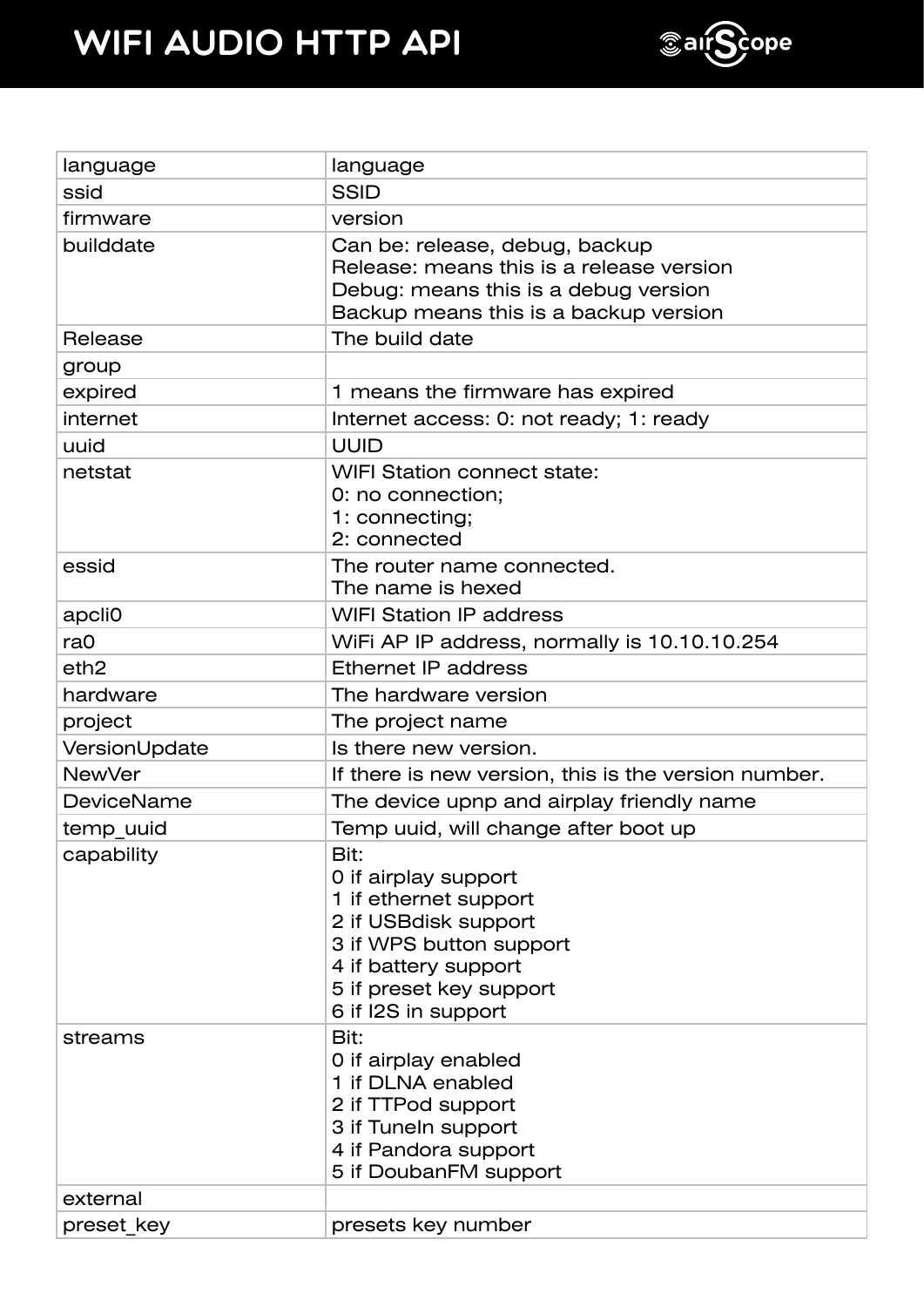| language | language |
| --- | --- |
| ssid | SSID |
| firmware | version |
| builddate | Can be: release, debug, backup<br>Release: means this is a release version<br>Debug: means this is a debug version<br>Backup means this is a backup version |
| Release | The build date |
| group | |
| expired | 1 means the firmware has expired |
| internet | Internet access: 0: not ready; 1: ready |
| uuid | UUID |
| netstat | WIFI Station connect state:<br>0: no connection;<br>1: connecting;<br>2: connected |
| essid | The router name connected.<br>The name is hexed |
| apcli0 | WIFI Station IP address |
| ra0 | WiFi AP IP address, normally is 10.10.10.254 |
| eth2 | Ethernet IP address |
| hardware | The hardware version |
| project | The project name |
| VersionUpdate | Is there new version. |
| NewVer | If there is new version, this is the version number. |
| DeviceName | The device upnp and airplay friendly name |
| temp_uuid | Temp uuid, will change after boot up |
| capability | Bit:<br>0 if airplay support<br>1 if ethernet support<br>2 if USBdisk support<br>3 if WPS button support<br>4 if battery support<br>5 if preset key support<br>6 if I2S in support |
| streams | Bit:<br>0 if airplay enabled<br>1 if DLNA enabled<br>2 if TTPod support<br>3 if TuneIn support<br>4 if Pandora support<br>5 if DoubanFM support |
| external | |
| preset_key | presets key number |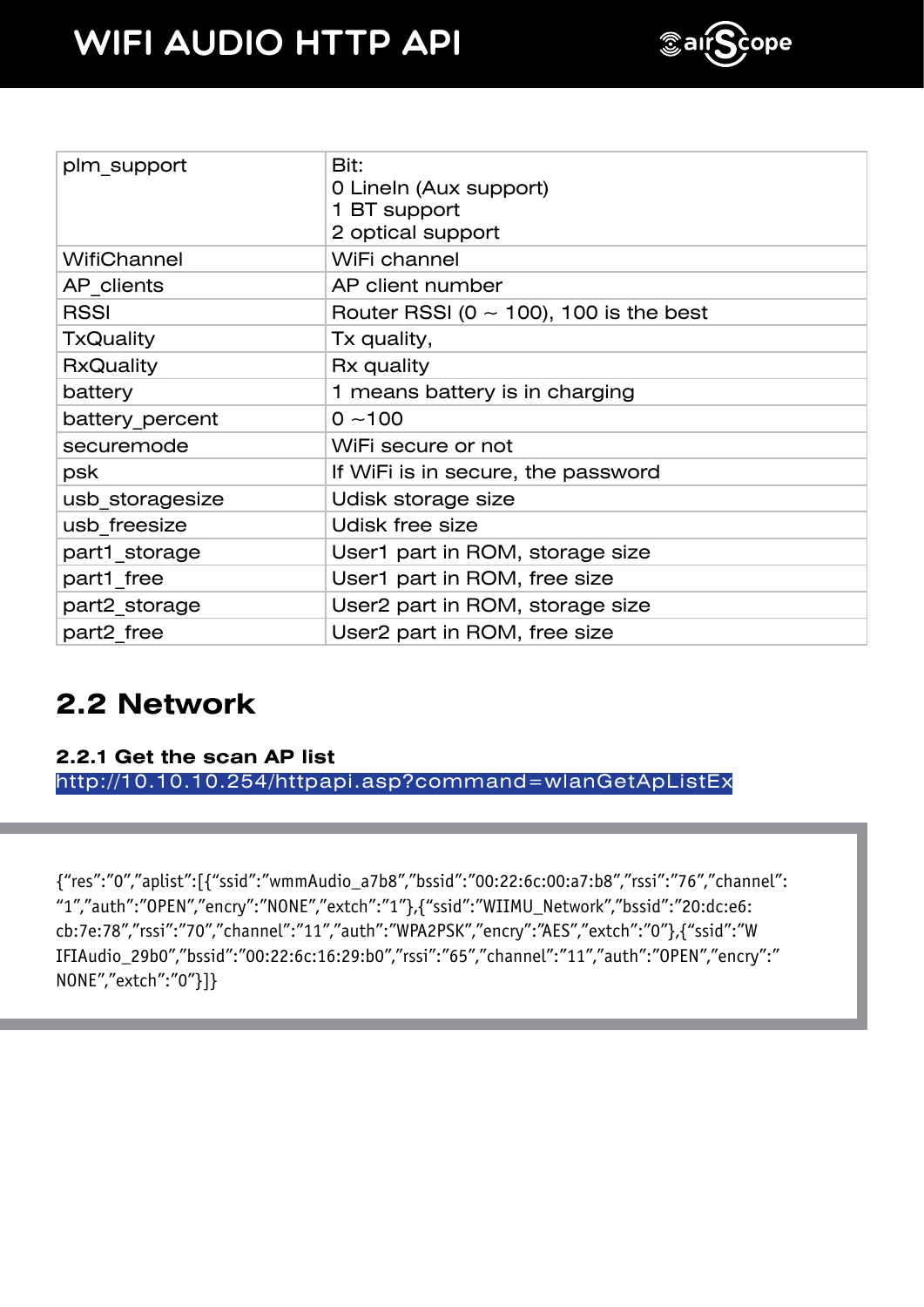| plm_support | Bit:<br>0 LineIn (Aux support)<br>1 BT support<br>2 optical support |
|---|---|
| WifiChannel | WiFi channel |
| AP_clients | AP client number |
| RSSI | Router RSSI (0 ~ 100), 100 is the best |
| TxQuality | Tx quality, |
| RxQuality | Rx quality |
| battery | 1 means battery is in charging |
| battery_percent | 0 ~100 |
| securemode | WiFi secure or not |
| psk | If WiFi is in secure, the password |
| usb_storagesize | Udisk storage size |
| usb_freesize | Udisk free size |
| part1_storage | User1 part in ROM, storage size |
| part1_free | User1 part in ROM, free size |
| part2_storage | User2 part in ROM, storage size |
| part2_free | User2 part in ROM, free size |

## 2.2 Network

#### 2.2.1 Get the scan AP list

http://10.10.10.254/httpapi.asp?command=wlanGetApListEx

```
{"res":"0","aplist":[{"ssid":"wmmAudio_a7b8","bssid":"00:22:6c:00:a7:b8","rssi":"76","channel":
"1","auth":"OPEN","encry":"NONE","extch":"1"},{"ssid":"WIIMU_Network","bssid":"20:dc:e6:
cb:7e:78","rssi":"70","channel":"11","auth":"WPA2PSK","encry":"AES","extch":"0"},{"ssid":"W
IFIAudio_29b0","bssid":"00:22:6c:16:29:b0","rssi":"65","channel":"11","auth":"OPEN","encry":"
NONE","extch":"0"}]}
```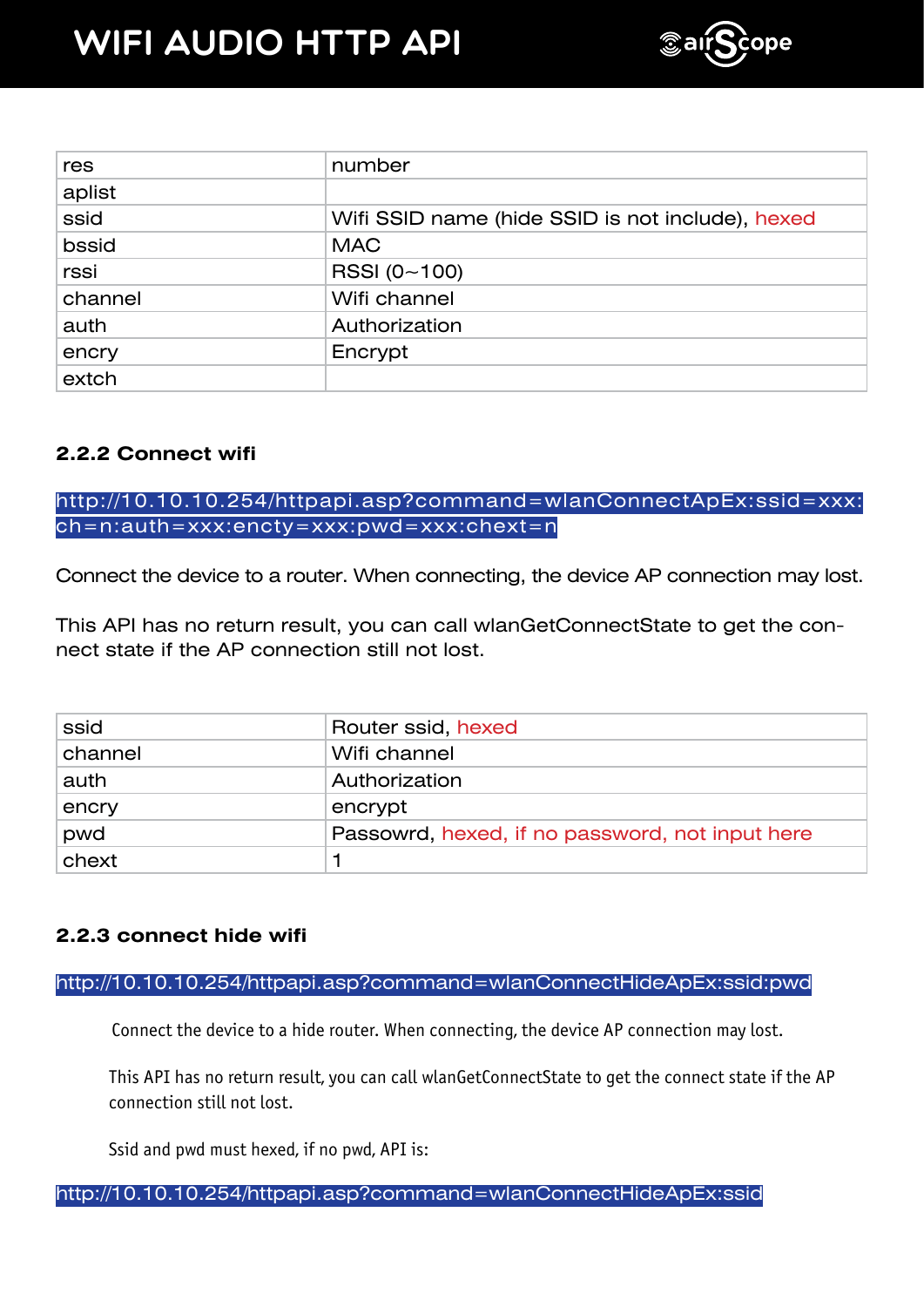| res | number |
| --- | --- |
| aplist | |
| ssid | Wifi SSID name (hide SSID is not include), hexed |
| bssid | MAC |
| rssi | RSSI (0~100) |
| channel | Wifi channel |
| auth | Authorization |
| encry | Encrypt |
| extch | |

### 2.2.2 Connect wifi

http://10.10.10.254/httpapi.asp?command=wlanConnectApEx:ssid=xxx:ch=n:auth=xxx:encty=xxx:pwd=xxx:chext=n

Connect the device to a router. When connecting, the device AP connection may lost.

This API has no return result, you can call wlanGetConnectState to get the connect state if the AP connection still not lost.

| ssid | Router ssid, hexed |
| --- | --- |
| channel | Wifi channel |
| auth | Authorization |
| encry | encrypt |
| pwd | Passowrd, hexed, if no password, not input here |
| chext | 1 |

### 2.2.3 connect hide wifi

http://10.10.10.254/httpapi.asp?command=wlanConnectHideApEx:ssid:pwd

Connect the device to a hide router. When connecting, the device AP connection may lost.

This API has no return result, you can call wlanGetConnectState to get the connect state if the AP connection still not lost.

Ssid and pwd must hexed, if no pwd, API is:

http://10.10.10.254/httpapi.asp?command=wlanConnectHideApEx:ssid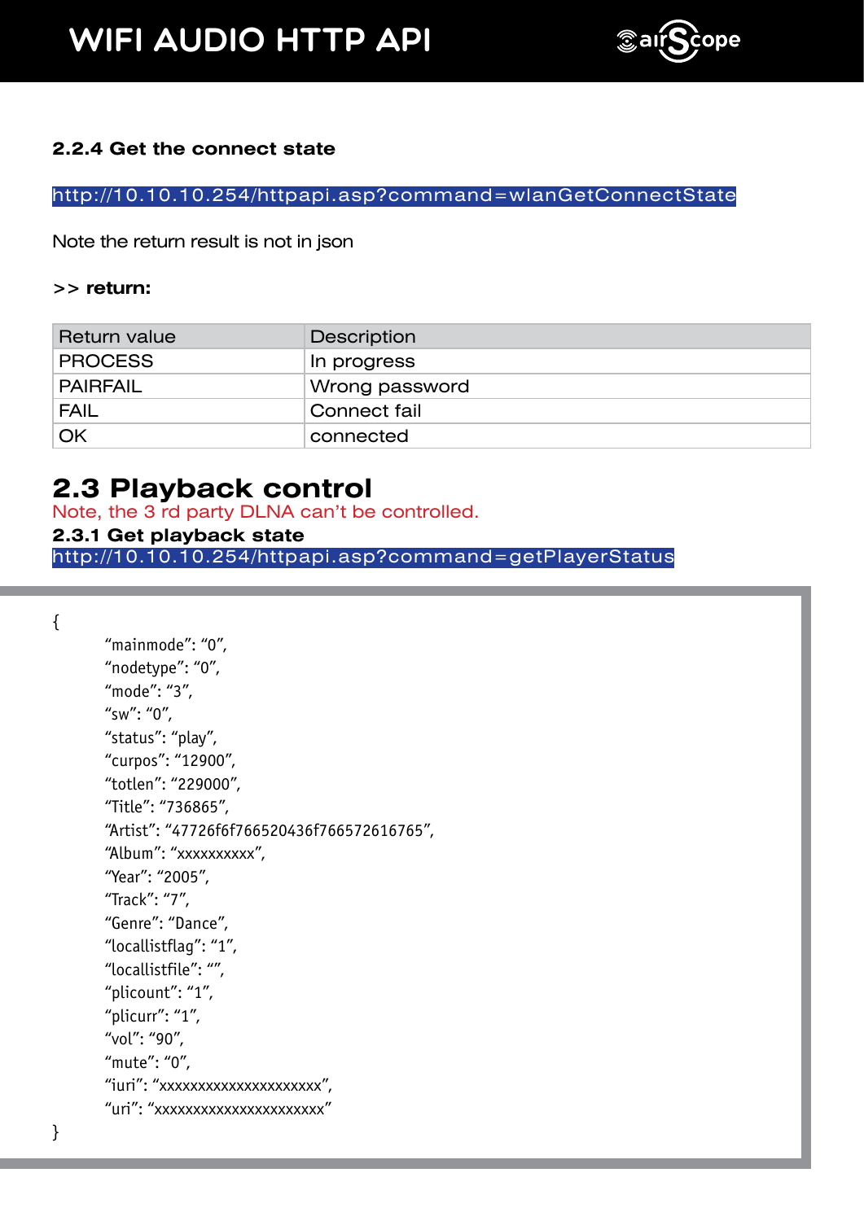#### 2.2.4 Get the connect state

http://10.10.10.254/httpapi.asp?command=wlanGetConnectState

Note the return result is not in json

**>> return:**

| Return value | Description |
|---|---|
| PROCESS | In progress |
| PAIRFAIL | Wrong password |
| FAIL | Connect fail |
| OK | connected |

## 2.3 Playback control

Note, the 3 rd party DLNA can't be controlled.

#### 2.3.1 Get playback state

http://10.10.10.254/httpapi.asp?command=getPlayerStatus

```
{
        "mainmode": "0",
        "nodetype": "0",
        "mode": "3",
        "sw": "0",
        "status": "play",
        "curpos": "12900",
        "totlen": "229000",
        "Title": "736865",
        "Artist": "47726f6f766520436f766572616765",
        "Album": "xxxxxxxxxx",
        "Year": "2005",
        "Track": "7",
        "Genre": "Dance",
        "locallistflag": "1",
        "locallistfile": "",
        "plicount": "1",
        "plicurr": "1",
        "vol": "90",
        "mute": "0",
        "iuri": "xxxxxxxxxxxxxxxxxxxxx",
        "uri": "xxxxxxxxxxxxxxxxxxxxxx"
}
```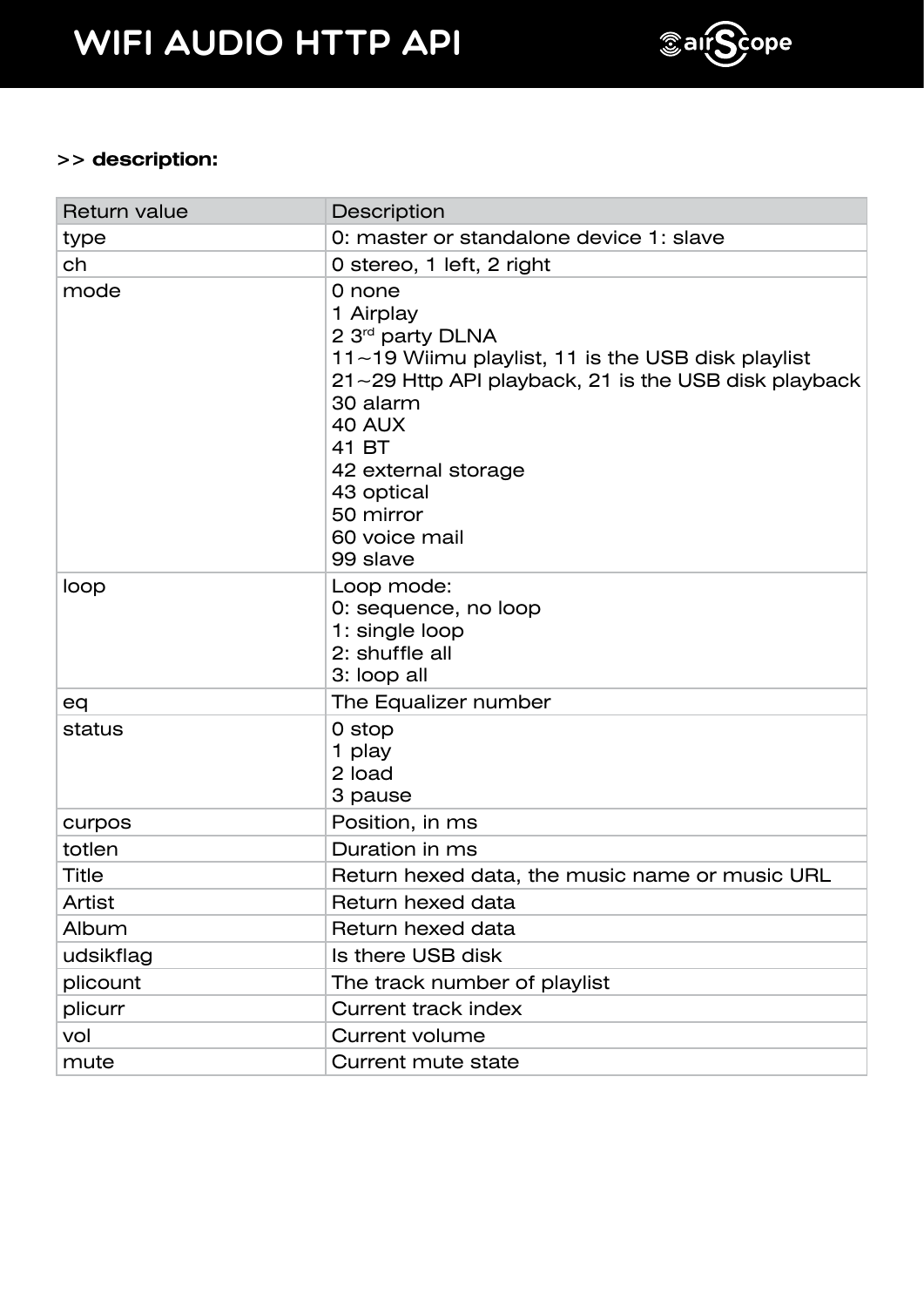>> **description:**

| Return value | Description |
|---|---|
| type | 0: master or standalone device 1: slave |
| ch | 0 stereo, 1 left, 2 right |
| mode | 0 none<br>1 Airplay<br>2 3rd party DLNA<br>11~19 Wiimu playlist, 11 is the USB disk playlist<br>21~29 Http API playback, 21 is the USB disk playback<br>30 alarm<br>40 AUX<br>41 BT<br>42 external storage<br>43 optical<br>50 mirror<br>60 voice mail<br>99 slave |
| loop | Loop mode:<br>0: sequence, no loop<br>1: single loop<br>2: shuffle all<br>3: loop all |
| eq | The Equalizer number |
| status | 0 stop<br>1 play<br>2 load<br>3 pause |
| curpos | Position, in ms |
| totlen | Duration in ms |
| Title | Return hexed data, the music name or music URL |
| Artist | Return hexed data |
| Album | Return hexed data |
| udsikflag | Is there USB disk |
| plicount | The track number of playlist |
| plicurr | Current track index |
| vol | Current volume |
| mute | Current mute state |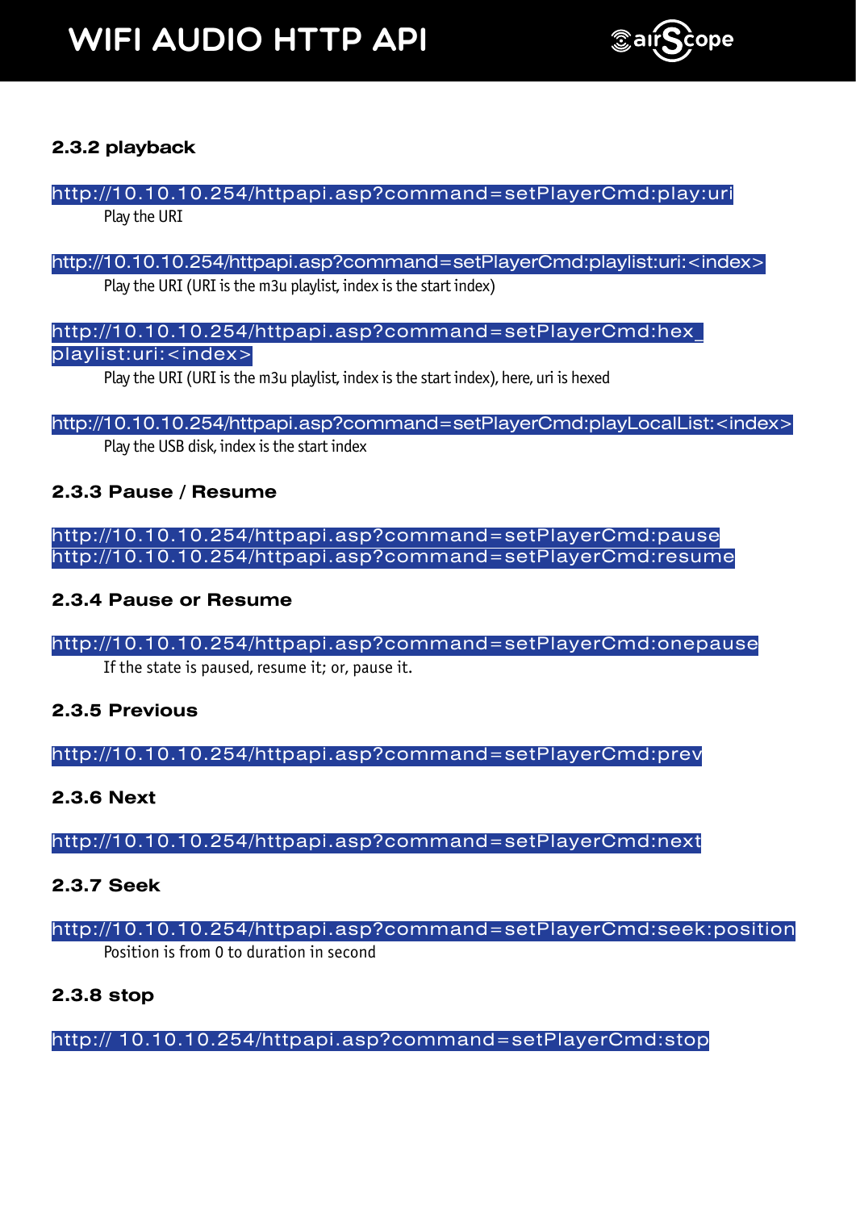### 2.3.2 playback

http://10.10.10.254/httpapi.asp?command=setPlayerCmd:play:uri

Play the URI

http://10.10.10.254/httpapi.asp?command=setPlayerCmd:playlist:uri:<index>

Play the URI (URI is the m3u playlist, index is the start index)

http://10.10.10.254/httpapi.asp?command=setPlayerCmd:hex_playlist:uri:<index>

Play the URI (URI is the m3u playlist, index is the start index), here, uri is hexed

http://10.10.10.254/httpapi.asp?command=setPlayerCmd:playLocalList:<index>

Play the USB disk, index is the start index

### 2.3.3 Pause / Resume

http://10.10.10.254/httpapi.asp?command=setPlayerCmd:pause
http://10.10.10.254/httpapi.asp?command=setPlayerCmd:resume

### 2.3.4 Pause or Resume

http://10.10.10.254/httpapi.asp?command=setPlayerCmd:onepause

If the state is paused, resume it; or, pause it.

### 2.3.5 Previous

http://10.10.10.254/httpapi.asp?command=setPlayerCmd:prev

### 2.3.6 Next

http://10.10.10.254/httpapi.asp?command=setPlayerCmd:next

### 2.3.7 Seek

http://10.10.10.254/httpapi.asp?command=setPlayerCmd:seek:position

Position is from 0 to duration in second

### 2.3.8 stop

http:// 10.10.10.254/httpapi.asp?command=setPlayerCmd:stop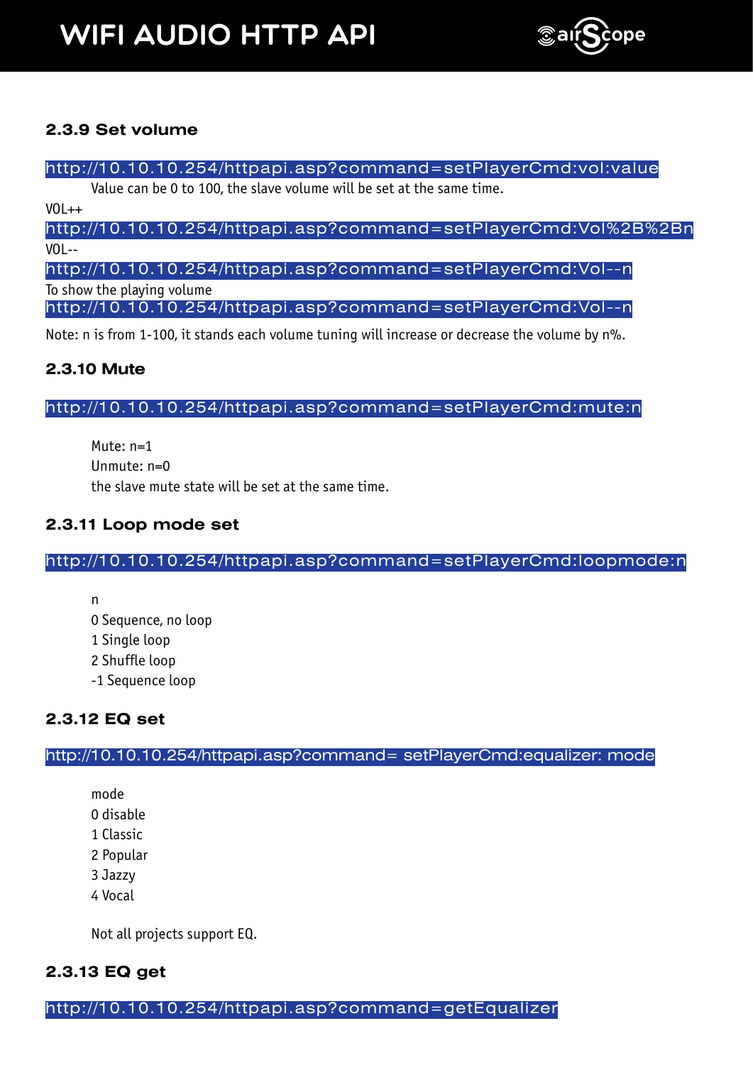### 2.3.9 Set volume

http://10.10.10.254/httpapi.asp?command=setPlayerCmd:vol:value

Value can be 0 to 100, the slave volume will be set at the same time.

VOL++

http://10.10.10.254/httpapi.asp?command=setPlayerCmd:Vol%2B%2Bn

VOL--

http://10.10.10.254/httpapi.asp?command=setPlayerCmd:Vol--n

To show the playing volume

http://10.10.10.254/httpapi.asp?command=setPlayerCmd:Vol--n

Note: n is from 1-100, it stands each volume tuning will increase or decrease the volume by n%.

### 2.3.10 Mute

http://10.10.10.254/httpapi.asp?command=setPlayerCmd:mute:n

Mute: n=1
Unmute: n=0
the slave mute state will be set at the same time.

### 2.3.11 Loop mode set

http://10.10.10.254/httpapi.asp?command=setPlayerCmd:loopmode:n

n
0 Sequence, no loop
1 Single loop
2 Shuffle loop
-1 Sequence loop

### 2.3.12 EQ set

http://10.10.10.254/httpapi.asp?command= setPlayerCmd:equalizer: mode

mode
0 disable
1 Classic
2 Popular
3 Jazzy
4 Vocal

Not all projects support EQ.

### 2.3.13 EQ get

http://10.10.10.254/httpapi.asp?command=getEqualizer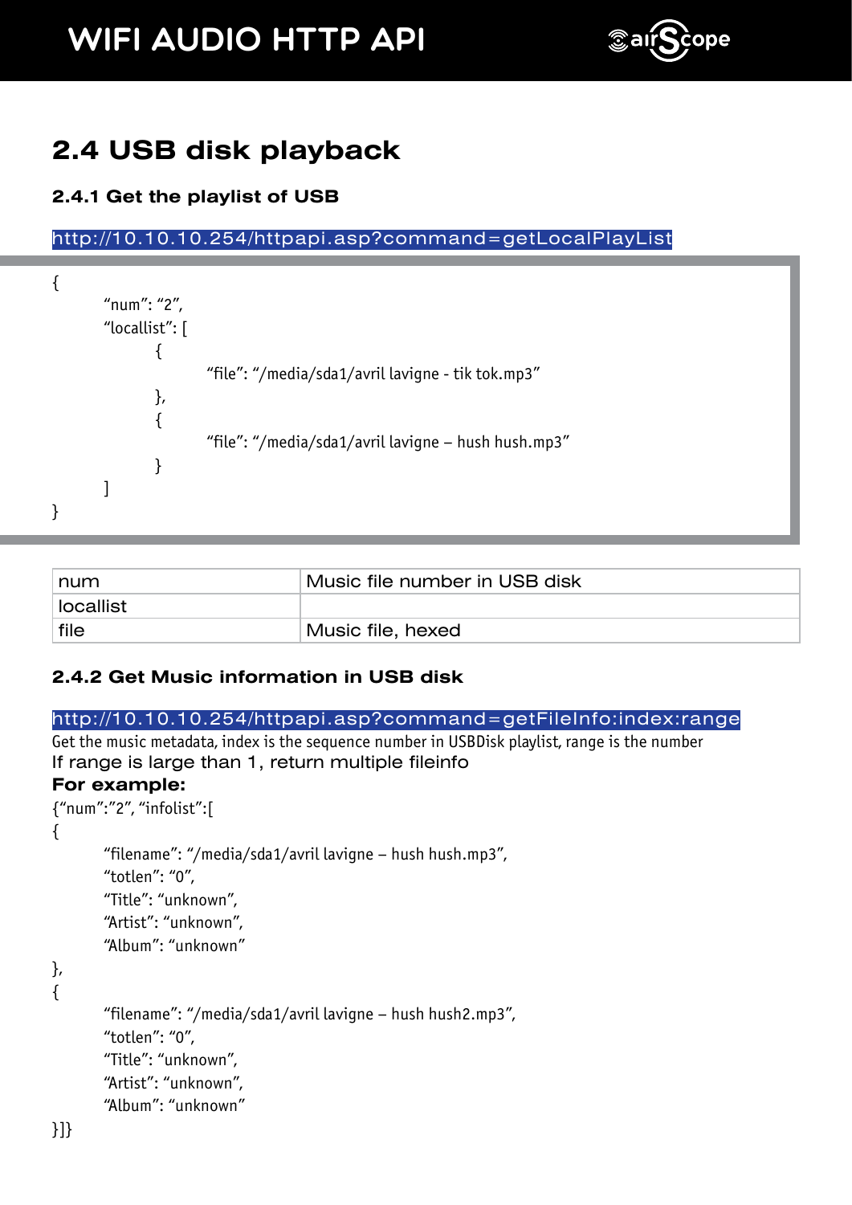## 2.4 USB disk playback

### 2.4.1 Get the playlist of USB

http://10.10.10.254/httpapi.asp?command=getLocalPlayList

```
{
        “num”: “2”,
        “locallist”: [
                {
                        “file”: “/media/sda1/avril lavigne - tik tok.mp3”
                },
                {
                        “file”: “/media/sda1/avril lavigne – hush hush.mp3”
                }
        ]
}
```

| | |
|---|---|
| num | Music file number in USB disk |
| locallist | |
| file | Music file, hexed |

### 2.4.2 Get Music information in USB disk

http://10.10.10.254/httpapi.asp?command=getFileInfo:index:range

Get the music metadata, index is the sequence number in USBDisk playlist, range is the number

If range is large than 1, return multiple fileinfo

**For example:**

```
{“num”:”2”, “infolist”:[
{
        “filename”: “/media/sda1/avril lavigne – hush hush.mp3”,
        “totlen”: “0”,
        “Title”: “unknown”,
        “Artist”: “unknown”,
        “Album”: “unknown”
},
{
        “filename”: “/media/sda1/avril lavigne – hush hush2.mp3”,
        “totlen”: “0”,
        “Title”: “unknown”,
        “Artist”: “unknown”,
        “Album”: “unknown”
}]}
```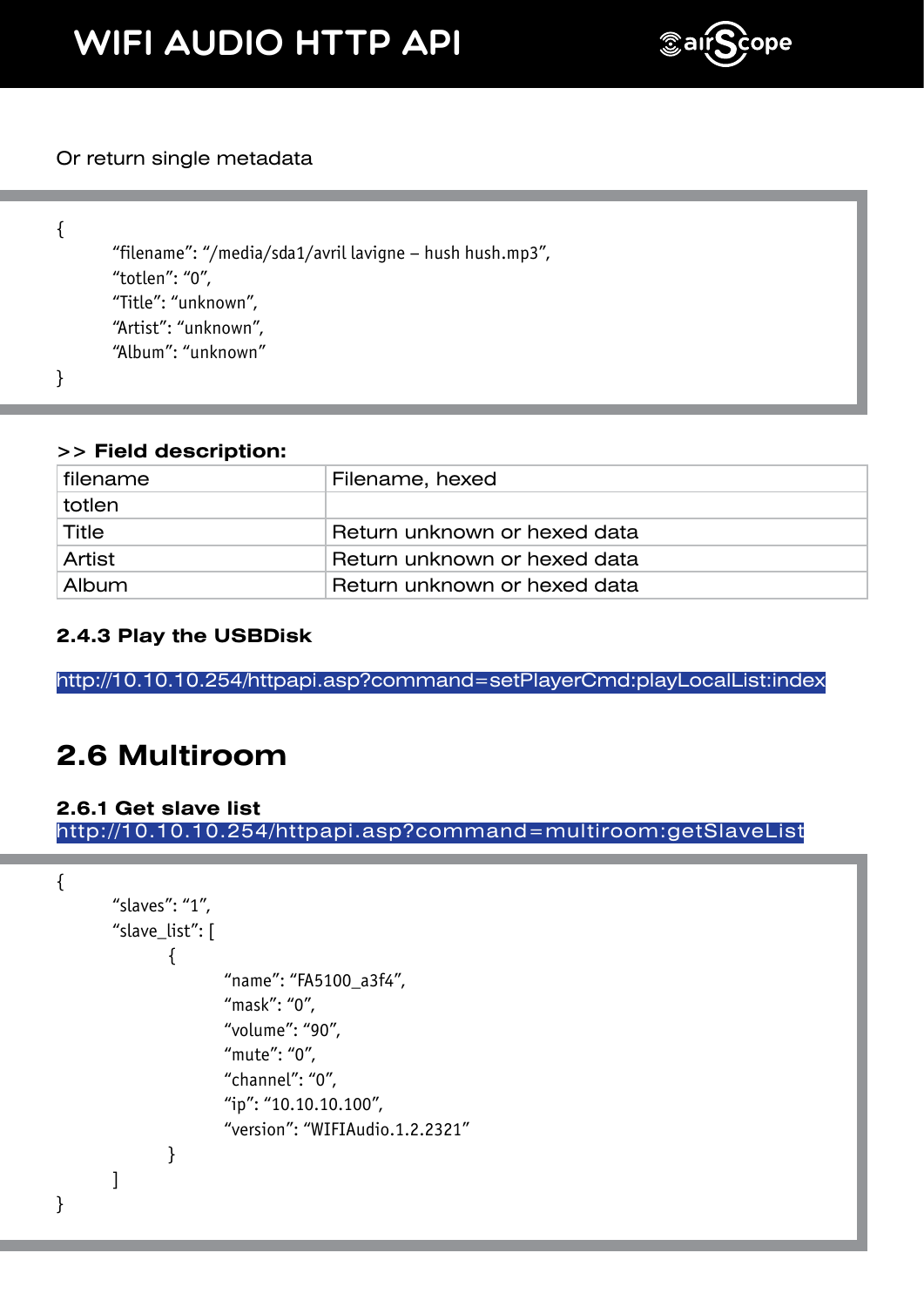Or return single metadata

```
{
        "filename": "/media/sda1/avril lavigne – hush hush.mp3",
        "totlen": "0",
        "Title": "unknown",
        "Artist": "unknown",
        "Album": "unknown"
}
```

**>> Field description:**

| | |
|---|---|
| filename | Filename, hexed |
| totlen | |
| Title | Return unknown or hexed data |
| Artist | Return unknown or hexed data |
| Album | Return unknown or hexed data |

### 2.4.3 Play the USBDisk

http://10.10.10.254/httpapi.asp?command=setPlayerCmd:playLocalList:index

## 2.6 Multiroom

### 2.6.1 Get slave list

http://10.10.10.254/httpapi.asp?command=multiroom:getSlaveList

```
{
        "slaves": "1",
        "slave_list": [
                {
                        "name": "FA5100_a3f4",
                        "mask": "0",
                        "volume": "90",
                        "mute": "0",
                        "channel": "0",
                        "ip": "10.10.10.100",
                        "version": "WIFIAudio.1.2.2321"
                }
        ]
}
```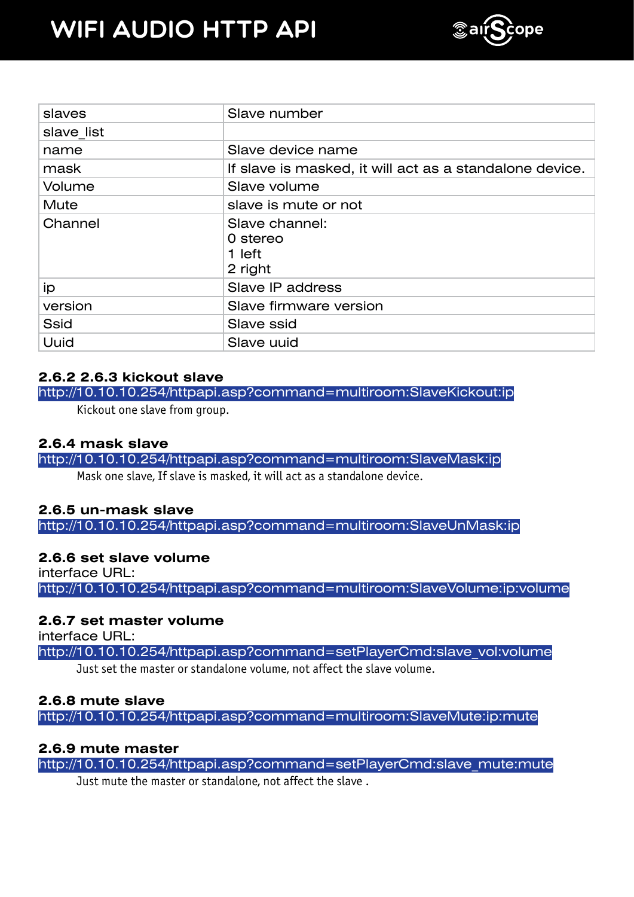| slaves | Slave number |
| --- | --- |
| slave_list | |
| name | Slave device name |
| mask | If slave is masked, it will act as a standalone device. |
| Volume | Slave volume |
| Mute | slave is mute or not |
| Channel | Slave channel:<br>0 stereo<br>1 left<br>2 right |
| ip | Slave IP address |
| version | Slave firmware version |
| Ssid | Slave ssid |
| Uuid | Slave uuid |

### 2.6.2 2.6.3 kickout slave

http://10.10.10.254/httpapi.asp?command=multiroom:SlaveKickout:ip

Kickout one slave from group.

### 2.6.4 mask slave

http://10.10.10.254/httpapi.asp?command=multiroom:SlaveMask:ip

Mask one slave, If slave is masked, it will act as a standalone device.

### 2.6.5 un-mask slave

http://10.10.10.254/httpapi.asp?command=multiroom:SlaveUnMask:ip

### 2.6.6 set slave volume

interface URL:

http://10.10.10.254/httpapi.asp?command=multiroom:SlaveVolume:ip:volume

### 2.6.7 set master volume

interface URL:

http://10.10.10.254/httpapi.asp?command=setPlayerCmd:slave_vol:volume

Just set the master or standalone volume, not affect the slave volume.

### 2.6.8 mute slave

http://10.10.10.254/httpapi.asp?command=multiroom:SlaveMute:ip:mute

### 2.6.9 mute master

http://10.10.10.254/httpapi.asp?command=setPlayerCmd:slave_mute:mute

Just mute the master or standalone, not affect the slave .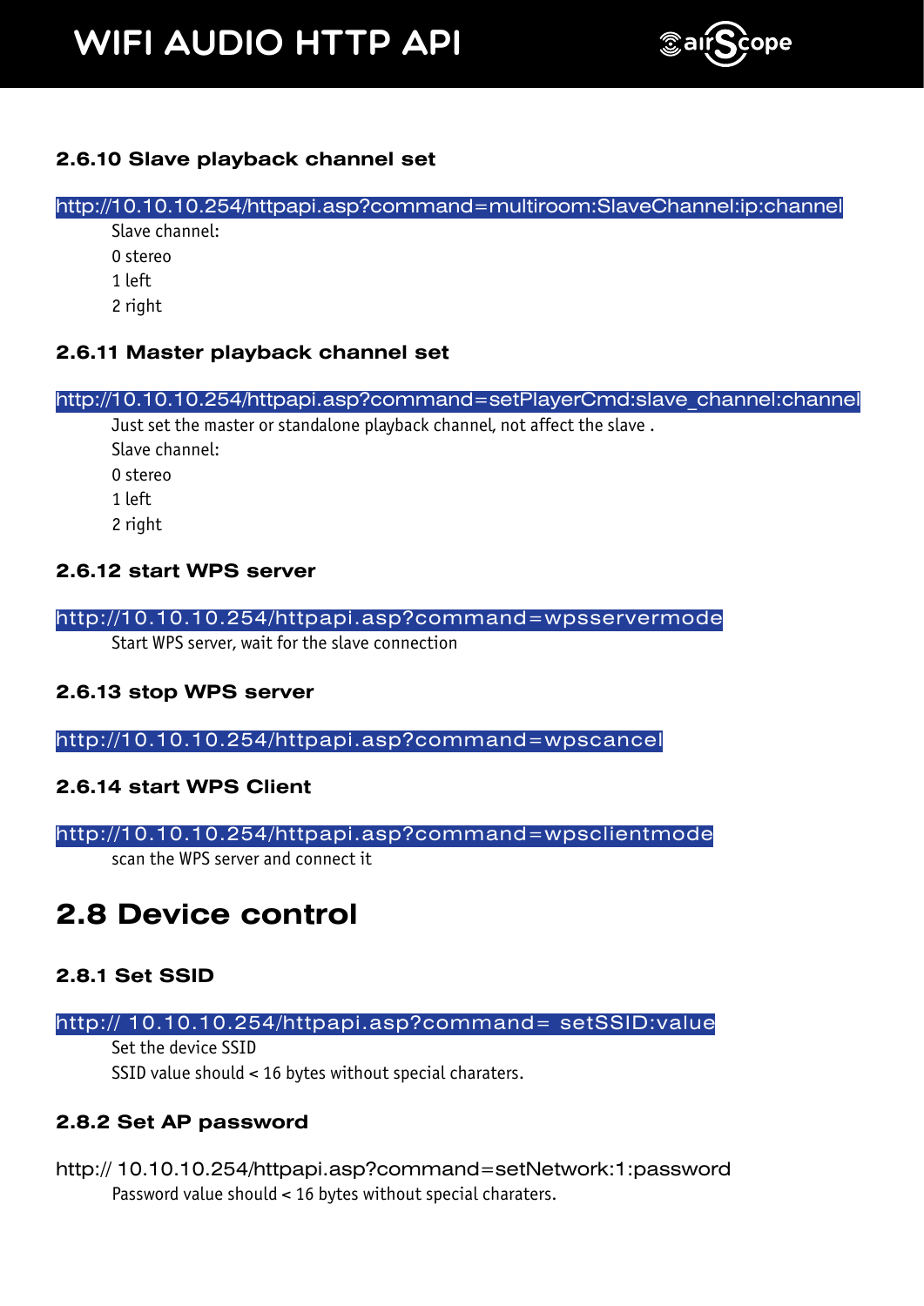### 2.6.10 Slave playback channel set

http://10.10.10.254/httpapi.asp?command=multiroom:SlaveChannel:ip:channel

Slave channel:
0 stereo
1 left
2 right

### 2.6.11 Master playback channel set

http://10.10.10.254/httpapi.asp?command=setPlayerCmd:slave_channel:channel

Just set the master or standalone playback channel, not affect the slave .
Slave channel:
0 stereo
1 left
2 right

### 2.6.12 start WPS server

http://10.10.10.254/httpapi.asp?command=wpsservermode

Start WPS server, wait for the slave connection

### 2.6.13 stop WPS server

http://10.10.10.254/httpapi.asp?command=wpscancel

### 2.6.14 start WPS Client

http://10.10.10.254/httpapi.asp?command=wpsclientmode

scan the WPS server and connect it

## 2.8 Device control

### 2.8.1 Set SSID

http:// 10.10.10.254/httpapi.asp?command= setSSID:value

Set the device SSID
SSID value should < 16 bytes without special charaters.

### 2.8.2 Set AP password

http:// 10.10.10.254/httpapi.asp?command=setNetwork:1:password

Password value should < 16 bytes without special charaters.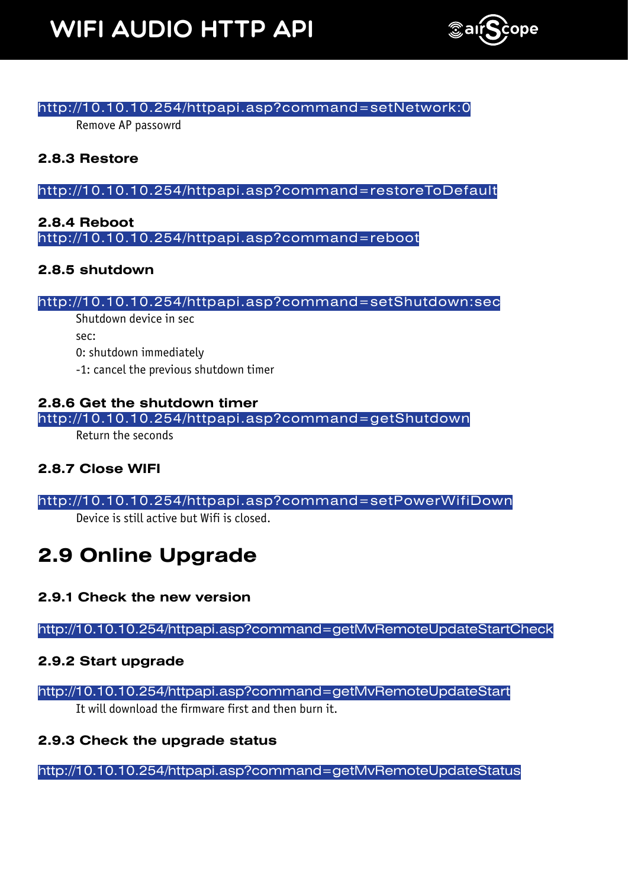http://10.10.10.254/httpapi.asp?command=setNetwork:0

Remove AP passowrd

### 2.8.3 Restore

http://10.10.10.254/httpapi.asp?command=restoreToDefault

### 2.8.4 Reboot

http://10.10.10.254/httpapi.asp?command=reboot

### 2.8.5 shutdown

http://10.10.10.254/httpapi.asp?command=setShutdown:sec

Shutdown device in sec

sec:

0: shutdown immediately

-1: cancel the previous shutdown timer

### 2.8.6 Get the shutdown timer

http://10.10.10.254/httpapi.asp?command=getShutdown

Return the seconds

### 2.8.7 Close WIFI

http://10.10.10.254/httpapi.asp?command=setPowerWifiDown

Device is still active but Wifi is closed.

## 2.9 Online Upgrade

### 2.9.1 Check the new version

http://10.10.10.254/httpapi.asp?command=getMvRemoteUpdateStartCheck

### 2.9.2 Start upgrade

http://10.10.10.254/httpapi.asp?command=getMvRemoteUpdateStart

It will download the firmware first and then burn it.

### 2.9.3 Check the upgrade status

http://10.10.10.254/httpapi.asp?command=getMvRemoteUpdateStatus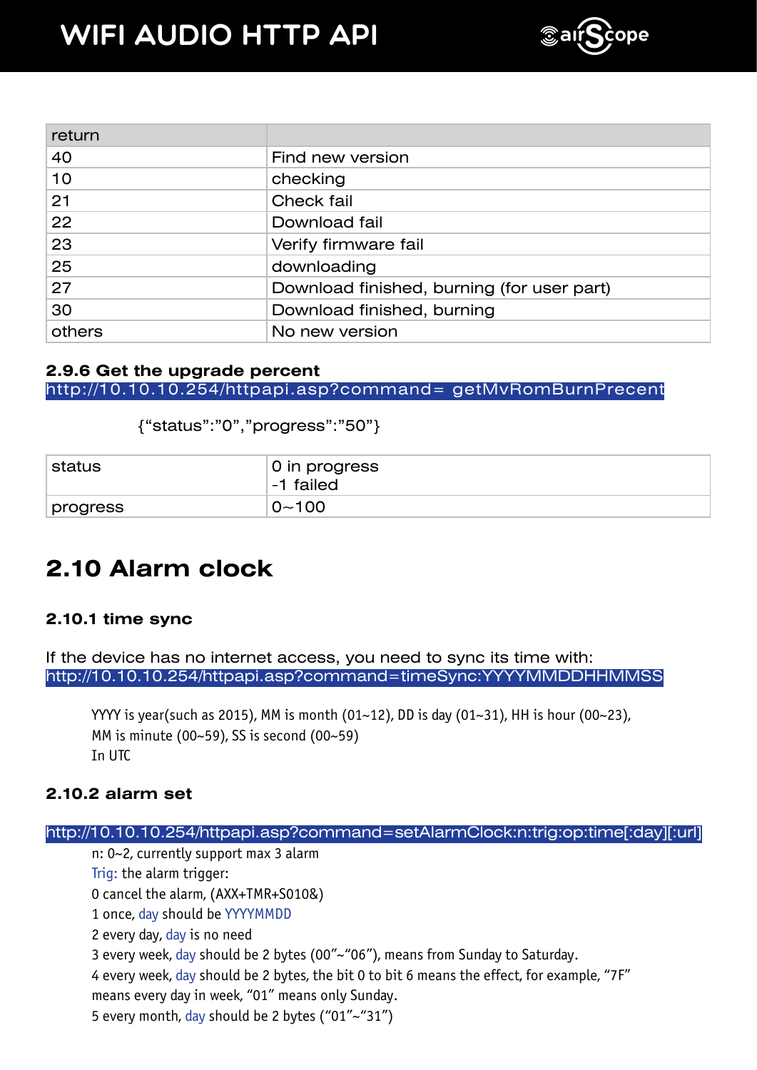| return | |
|---|---|
| 40 | Find new version |
| 10 | checking |
| 21 | Check fail |
| 22 | Download fail |
| 23 | Verify firmware fail |
| 25 | downloading |
| 27 | Download finished, burning (for user part) |
| 30 | Download finished, burning |
| others | No new version |

**2.9.6 Get the upgrade percent**

http://10.10.10.254/httpapi.asp?command= getMvRomBurnPrecent

{"status":"0","progress":"50"}

| status | 0 in progress<br>-1 failed |
|---|---|
| progress | 0~100 |

## 2.10 Alarm clock

### 2.10.1 time sync

If the device has no internet access, you need to sync its time with:
http://10.10.10.254/httpapi.asp?command=timeSync:YYYYMMDDHHMMSS

YYYY is year(such as 2015), MM is month (01~12), DD is day (01~31), HH is hour (00~23), MM is minute (00~59), SS is second (00~59)
In UTC

### 2.10.2 alarm set

http://10.10.10.254/httpapi.asp?command=setAlarmClock:n:trig:op:time[:day][:url]

n: 0~2, currently support max 3 alarm
Trig: the alarm trigger:
0 cancel the alarm, (AXX+TMR+S010&)
1 once, day should be YYYYMMDD
2 every day, day is no need
3 every week, day should be 2 bytes (00"~"06"), means from Sunday to Saturday.
4 every week, day should be 2 bytes, the bit 0 to bit 6 means the effect, for example, "7F" means every day in week, "01" means only Sunday.
5 every month, day should be 2 bytes ("01"~"31")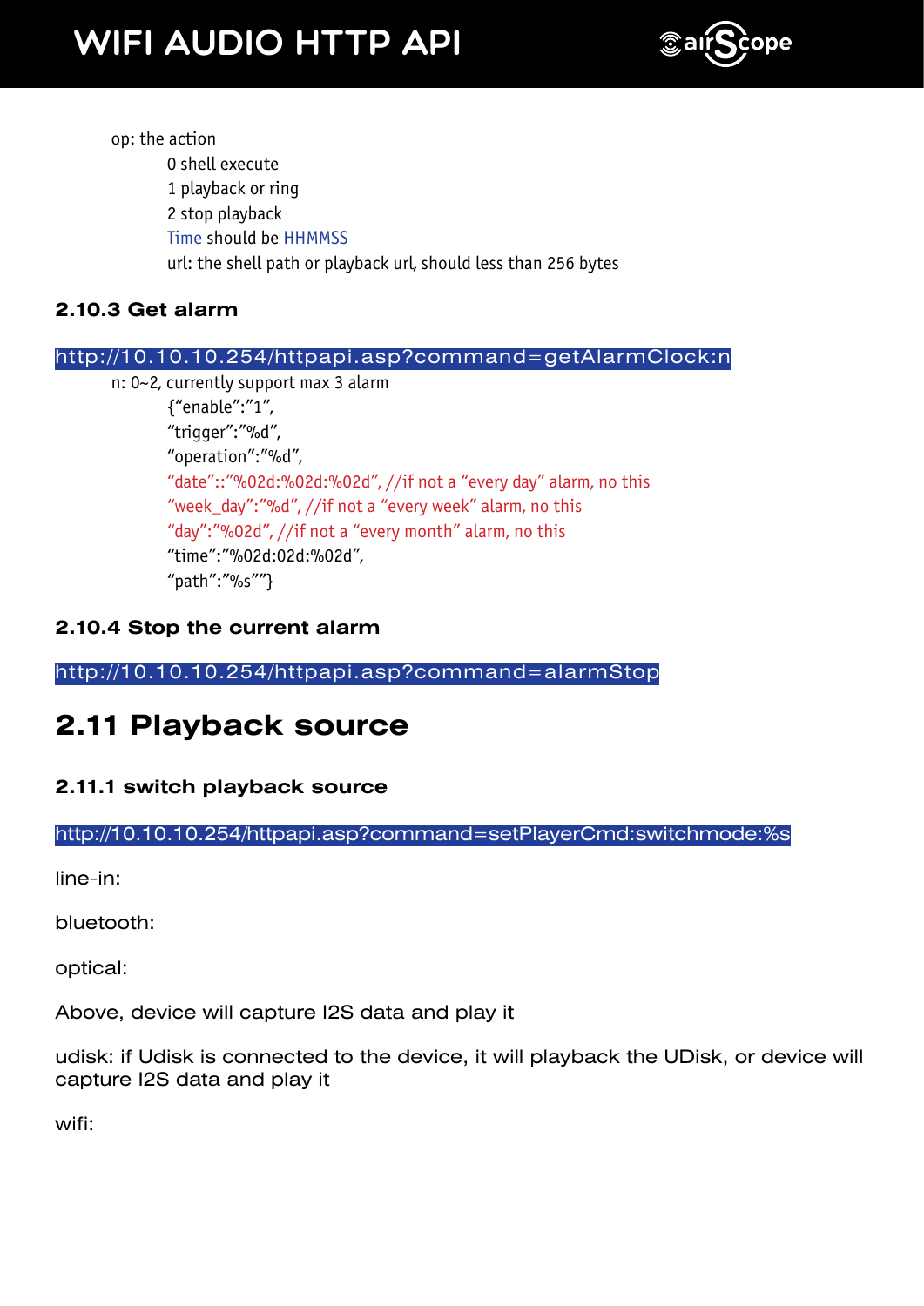op: the action

- 0 shell execute
- 1 playback or ring
- 2 stop playback
- Time should be HHMMSS
- url: the shell path or playback url, should less than 256 bytes

### 2.10.3 Get alarm

http://10.10.10.254/httpapi.asp?command=getAlarmClock:n

n: 0~2, currently support max 3 alarm

```
{"enable":"1",
"trigger":"%d",
"operation":"%d",
"date"::"%02d:%02d:%02d", //if not a "every day" alarm, no this
"week_day":"%d", //if not a "every week" alarm, no this
"day":"%02d", //if not a "every month" alarm, no this
"time":"%02d:02d:%02d",
"path":"%s""}
```

### 2.10.4 Stop the current alarm

http://10.10.10.254/httpapi.asp?command=alarmStop

## 2.11 Playback source

### 2.11.1 switch playback source

http://10.10.10.254/httpapi.asp?command=setPlayerCmd:switchmode:%s

line-in:

bluetooth:

optical:

Above, device will capture I2S data and play it

udisk: if Udisk is connected to the device, it will playback the UDisk, or device will capture I2S data and play it

wifi: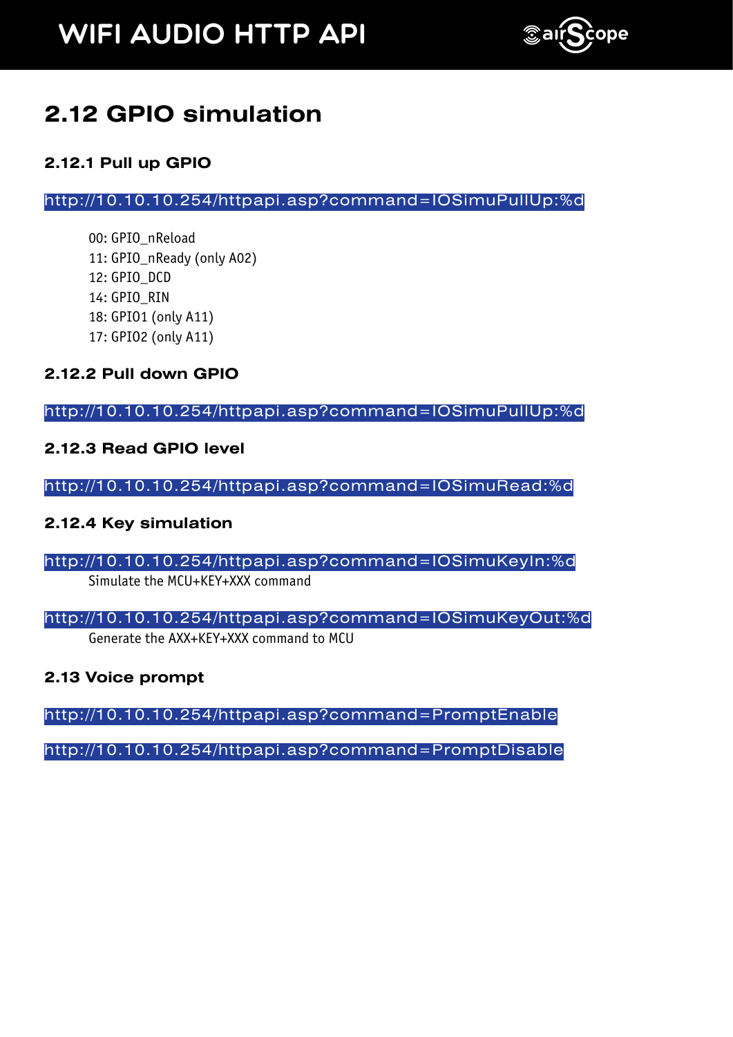## 2.12 GPIO simulation

### 2.12.1 Pull up GPIO

http://10.10.10.254/httpapi.asp?command=IOSimuPullUp:%d

00: GPIO_nReload
11: GPIO_nReady (only A02)
12: GPIO_DCD
14: GPIO_RIN
18: GPIO1 (only A11)
17: GPIO2 (only A11)

### 2.12.2 Pull down GPIO

http://10.10.10.254/httpapi.asp?command=IOSimuPullUp:%d

### 2.12.3 Read GPIO level

http://10.10.10.254/httpapi.asp?command=IOSimuRead:%d

### 2.12.4 Key simulation

http://10.10.10.254/httpapi.asp?command=IOSimuKeyIn:%d

Simulate the MCU+KEY+XXX command

http://10.10.10.254/httpapi.asp?command=IOSimuKeyOut:%d

Generate the AXX+KEY+XXX command to MCU

### 2.13 Voice prompt

http://10.10.10.254/httpapi.asp?command=PromptEnable

http://10.10.10.254/httpapi.asp?command=PromptDisable